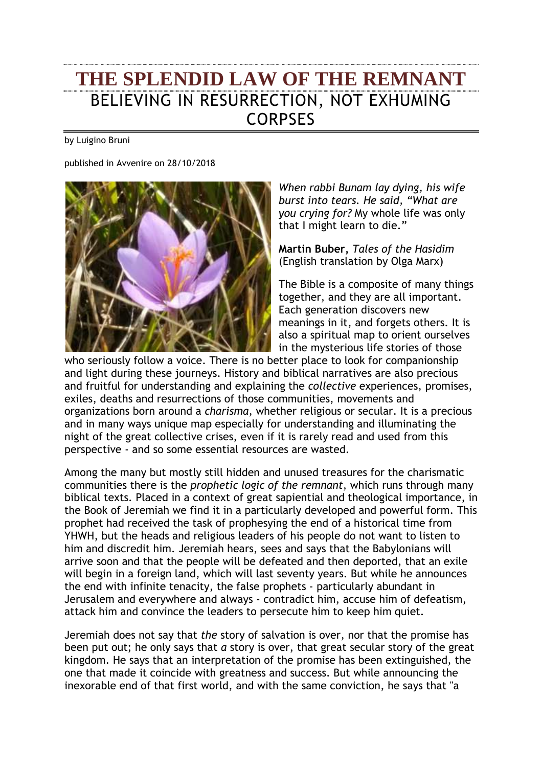# THE SPLENDID LAW OF THE REMNANT

## BELIEVING IN RESURRECTION, NOT EXHUMING CORPSES

by Luigino Bruni

published in Avvenire on 28/10/2018

*When rabbi Bunam lay dying, his wife burst into tears. He said, "What are you crying for?* My whole life was only that I might learn to die."

**Martin Buber**, *Tales of the Hasidim* (English translation by Olga Marx)

The Bible is a composite of many things together, and they are all important. Each generation discovers new meanings in it, and forgets others. It is also a spiritual map to orient ourselves in the mysterious life stories of those who seriously follow a voice. There is no better place to look for companionship and light during these journeys. History and biblical narratives are also precious and fruitful for understanding and explaining the *collective* experiences, promises, exiles, deaths and resurrections of those communities, movements and organizations born around a *charisma*, whether religious or secular. It is a precious and in many ways unique map especially for understanding and illuminating the night of the great collective crises, even if it is rarely read and used from this perspective - and so some essential resources are wasted.

Among the many but mostly still hidden and unused treasures for the charismatic communities there is the *prophetic logic of the remnant*, which runs through many biblical texts. Placed in a context of great sapiential and theological importance, in the Book of Jeremiah we find it in a particularly developed and powerful form. This prophet had received the task of prophesying the end of a historical time from YHWH, but the heads and religious leaders of his people do not want to listen to him and discredit him. Jeremiah hears, sees and says that the Babylonians will arrive soon and that the people will be defeated and then deported, that an exile will begin in a foreign land, which will last seventy years. But while he announces the end with infinite tenacity, the false prophets - particularly abundant in Jerusalem and everywhere and always - contradict him, accuse him of defeatism, attack him and convince the leaders to persecute him to keep him quiet.

Jeremiah does not say that *the* story of salvation is over, nor that the promise has been put out; he only says that *a* story is over, that great secular story of the great kingdom. He says that an interpretation of the promise has been extinguished, the one that made it coincide with greatness and success. But while announcing the inexorable end of that first world, and with the same conviction, he says that "a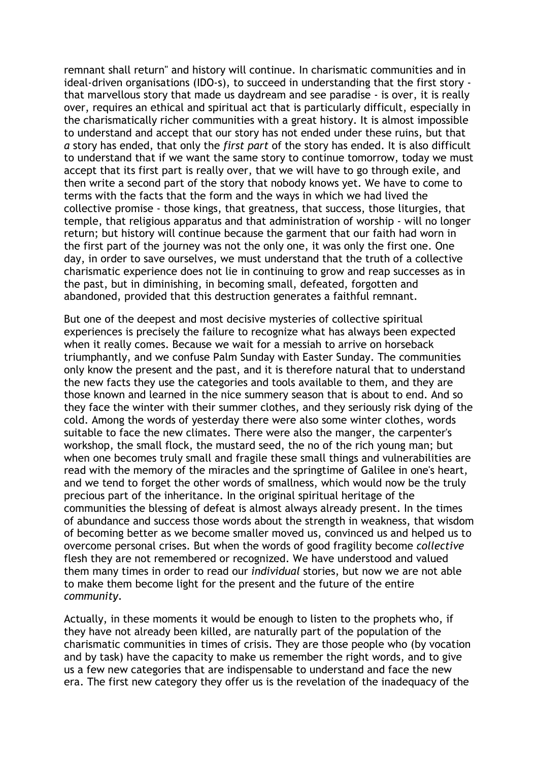remnant shall return" and history will continue. In charismatic communities and in ideal-driven organisations (IDO-s), to succeed in understanding that the first story - that marvellous story that made us daydream and see paradise - is over, it is really over, requires an ethical and spiritual act that is particularly difficult, especially in the charismatically richer communities with a great history. It is almost impossible to understand and accept that our story has not ended under these ruins, but that *a* story has ended, that only the *first part* of the story has ended. It is also difficult to understand that if we want the same story to continue tomorrow, today we must accept that its first part is really over, that we will have to go through exile, and then write a second part of the story that nobody knows yet. We have to come to terms with the facts that the form and the ways in which we had lived the collective promise - those kings, that greatness, that success, those liturgies, that temple, that religious apparatus and that administration of worship - will no longer return; but history will continue because the garment that our faith had worn in the first part of the journey was not the only one, it was only the first one. One day, in order to save ourselves, we must understand that the truth of a collective charismatic experience does not lie in continuing to grow and reap successes as in the past, but in diminishing, in becoming small, defeated, forgotten and abandoned, provided that this destruction generates a faithful remnant.

But one of the deepest and most decisive mysteries of collective spiritual experiences is precisely the failure to recognize what has always been expected when it really comes. Because we wait for a messiah to arrive on horseback triumphantly, and we confuse Palm Sunday with Easter Sunday. The communities only know the present and the past, and it is therefore natural that to understand the new facts they use the categories and tools available to them, and they are those known and learned in the nice summery season that is about to end. And so they face the winter with their summer clothes, and they seriously risk dying of the cold. Among the words of yesterday there were also some winter clothes, words suitable to face the new climates. There were also the manger, the carpenter's workshop, the small flock, the mustard seed, the no of the rich young man; but when one becomes truly small and fragile these small things and vulnerabilities are read with the memory of the miracles and the springtime of Galilee in one's heart, and we tend to forget the other words of smallness, which would now be the truly precious part of the inheritance. In the original spiritual heritage of the communities the blessing of defeat is almost always already present. In the times of abundance and success those words about the strength in weakness, that wisdom of becoming better as we become smaller moved us, convinced us and helped us to overcome personal crises. But when the words of good fragility become *collective* flesh they are not remembered or recognized. We have understood and valued them many times in order to read our *individual* stories, but now we are not able to make them become light for the present and the future of the entire *community*.

Actually, in these moments it would be enough to listen to the prophets who, if they have not already been killed, are naturally part of the population of the charismatic communities in times of crisis. They are those people who (by vocation and by task) have the capacity to make us remember the right words, and to give us a few new categories that are indispensable to understand and face the new era. The first new category they offer us is the revelation of the inadequacy of the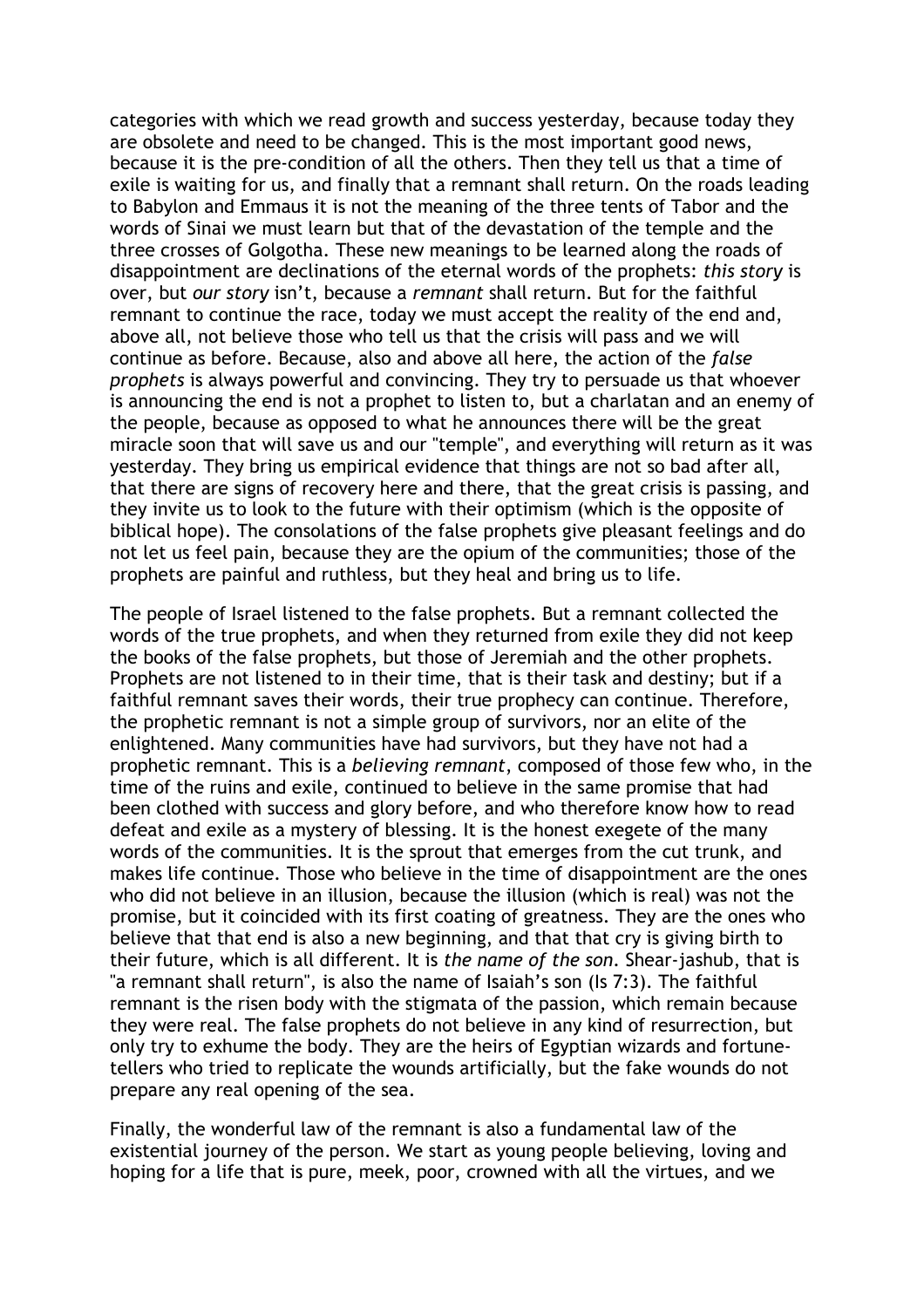categories with which we read growth and success yesterday, because today they are obsolete and need to be changed. This is the most important good news, because it is the pre-condition of all the others. Then they tell us that a time of exile is waiting for us, and finally that a remnant shall return. On the roads leading to Babylon and Emmaus it is not the meaning of the three tents of Tabor and the words of Sinai we must learn but that of the devastation of the temple and the three crosses of Golgotha. These new meanings to be learned along the roads of disappointment are declinations of the eternal words of the prophets: *this story* is over, but *our story* isn't, because a *remnant* shall return. But for the faithful remnant to continue the race, today we must accept the reality of the end and, above all, not believe those who tell us that the crisis will pass and we will continue as before. Because, also and above all here, the action of the *false prophets* is always powerful and convincing. They try to persuade us that whoever is announcing the end is not a prophet to listen to, but a charlatan and an enemy of the people, because as opposed to what he announces there will be the great miracle soon that will save us and our "temple", and everything will return as it was yesterday. They bring us empirical evidence that things are not so bad after all, that there are signs of recovery here and there, that the great crisis is passing, and they invite us to look to the future with their optimism (which is the opposite of biblical hope). The consolations of the false prophets give pleasant feelings and do not let us feel pain, because they are the opium of the communities; those of the prophets are painful and ruthless, but they heal and bring us to life.

The people of Israel listened to the false prophets. But a remnant collected the words of the true prophets, and when they returned from exile they did not keep the books of the false prophets, but those of Jeremiah and the other prophets. Prophets are not listened to in their time, that is their task and destiny; but if a faithful remnant saves their words, their true prophecy can continue. Therefore, the prophetic remnant is not a simple group of survivors, nor an elite of the enlightened. Many communities have had survivors, but they have not had a prophetic remnant. This is a *believing remnant*, composed of those few who, in the time of the ruins and exile, continued to believe in the same promise that had been clothed with success and glory before, and who therefore know how to read defeat and exile as a mystery of blessing. It is the honest exegete of the many words of the communities. It is the sprout that emerges from the cut trunk, and makes life continue. Those who believe in the time of disappointment are the ones who did not believe in an illusion, because the illusion (which is real) was not the promise, but it coincided with its first coating of greatness. They are the ones who believe that that end is also a new beginning, and that that cry is giving birth to their future, which is all different. It is *the name of the son*. Shear-jashub, that is "a remnant shall return", is also the name of Isaiah's son (Is 7:3). The faithful remnant is the risen body with the stigmata of the passion, which remain because they were real. The false prophets do not believe in any kind of resurrection, but only try to exhume the body. They are the heirs of Egyptian wizards and fortune-tellers who tried to replicate the wounds artificially, but the fake wounds do not prepare any real opening of the sea.

Finally, the wonderful law of the remnant is also a fundamental law of the existential journey of the person. We start as young people believing, loving and hoping for a life that is pure, meek, poor, crowned with all the virtues, and we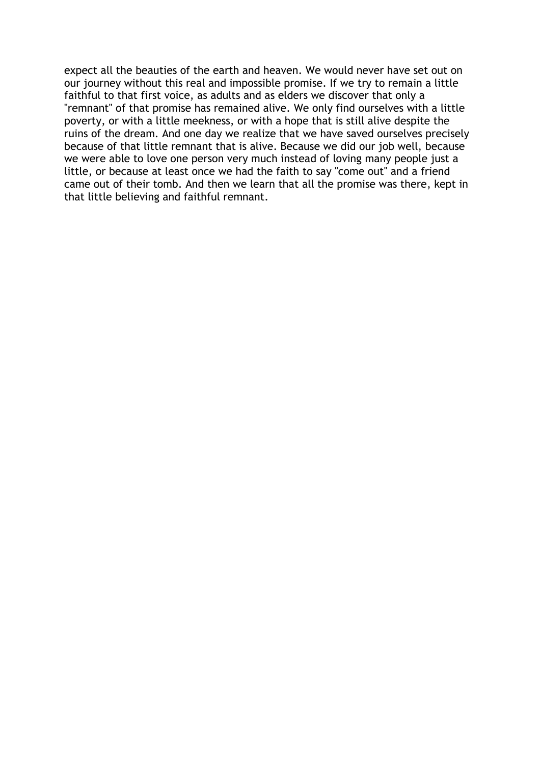expect all the beauties of the earth and heaven. We would never have set out on our journey without this real and impossible promise. If we try to remain a little faithful to that first voice, as adults and as elders we discover that only a "remnant" of that promise has remained alive. We only find ourselves with a little poverty, or with a little meekness, or with a hope that is still alive despite the ruins of the dream. And one day we realize that we have saved ourselves precisely because of that little remnant that is alive. Because we did our job well, because we were able to love one person very much instead of loving many people just a little, or because at least once we had the faith to say "come out" and a friend came out of their tomb. And then we learn that all the promise was there, kept in that little believing and faithful remnant.